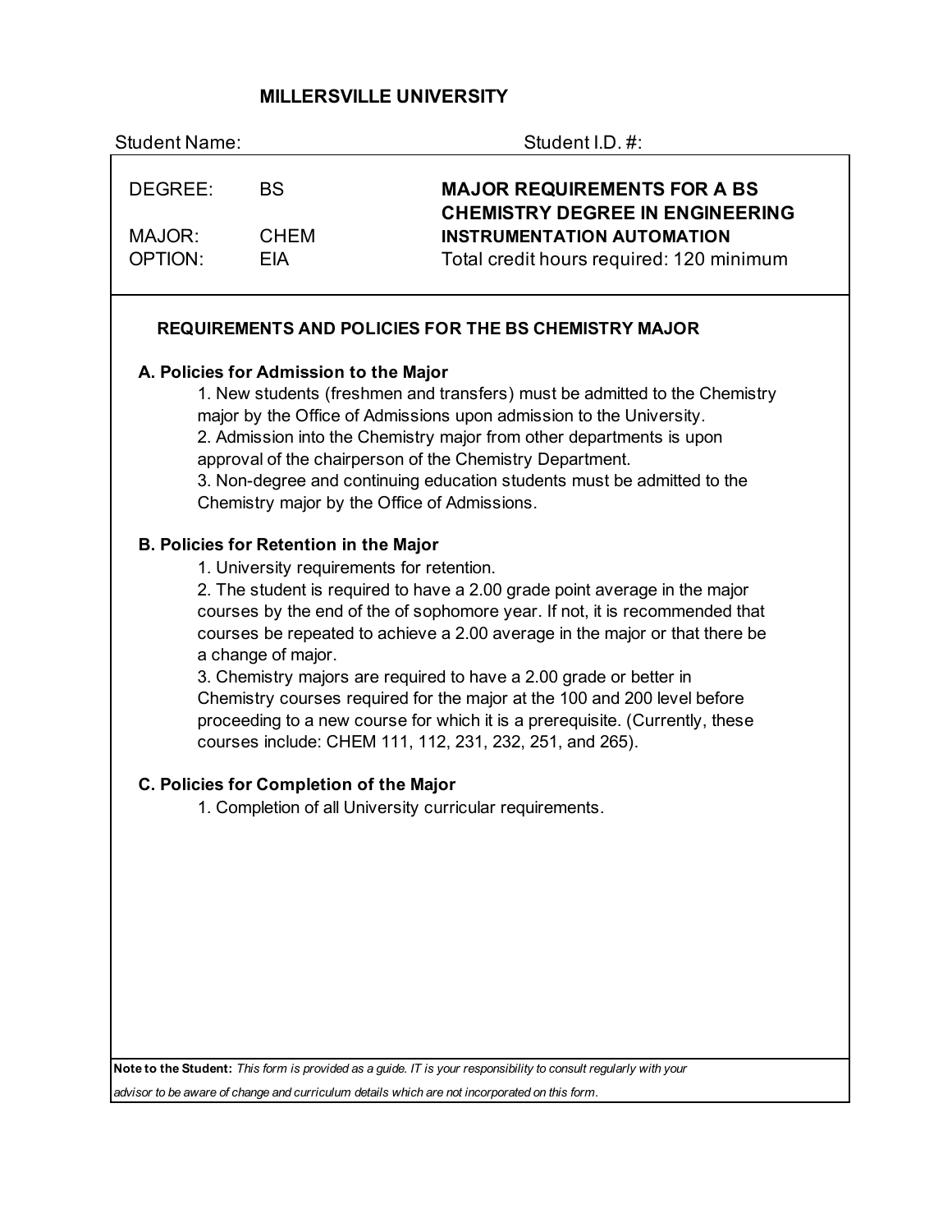# MILLERSVILLE UNIVERSITY

Student Name: Student I.D. #:

| | | |
|---|---|---|
| DEGREE: | BS | **MAJOR REQUIREMENTS FOR A BS CHEMISTRY DEGREE IN ENGINEERING** |
| MAJOR: | CHEM | **INSTRUMENTATION AUTOMATION** |
| OPTION: | EIA | Total credit hours required: 120 minimum |

## REQUIREMENTS AND POLICIES FOR THE BS CHEMISTRY MAJOR

### A. Policies for Admission to the Major

1. New students (freshmen and transfers) must be admitted to the Chemistry major by the Office of Admissions upon admission to the University.
2. Admission into the Chemistry major from other departments is upon approval of the chairperson of the Chemistry Department.
3. Non-degree and continuing education students must be admitted to the Chemistry major by the Office of Admissions.

### B. Policies for Retention in the Major

1. University requirements for retention.
2. The student is required to have a 2.00 grade point average in the major courses by the end of the of sophomore year. If not, it is recommended that courses be repeated to achieve a 2.00 average in the major or that there be a change of major.
3. Chemistry majors are required to have a 2.00 grade or better in Chemistry courses required for the major at the 100 and 200 level before proceeding to a new course for which it is a prerequisite. (Currently, these courses include: CHEM 111, 112, 231, 232, 251, and 265).

### C. Policies for Completion of the Major

1. Completion of all University curricular requirements.

**Note to the Student:** *This form is provided as a guide. IT is your responsibility to consult regularly with your advisor to be aware of change and curriculum details which are not incorporated on this form.*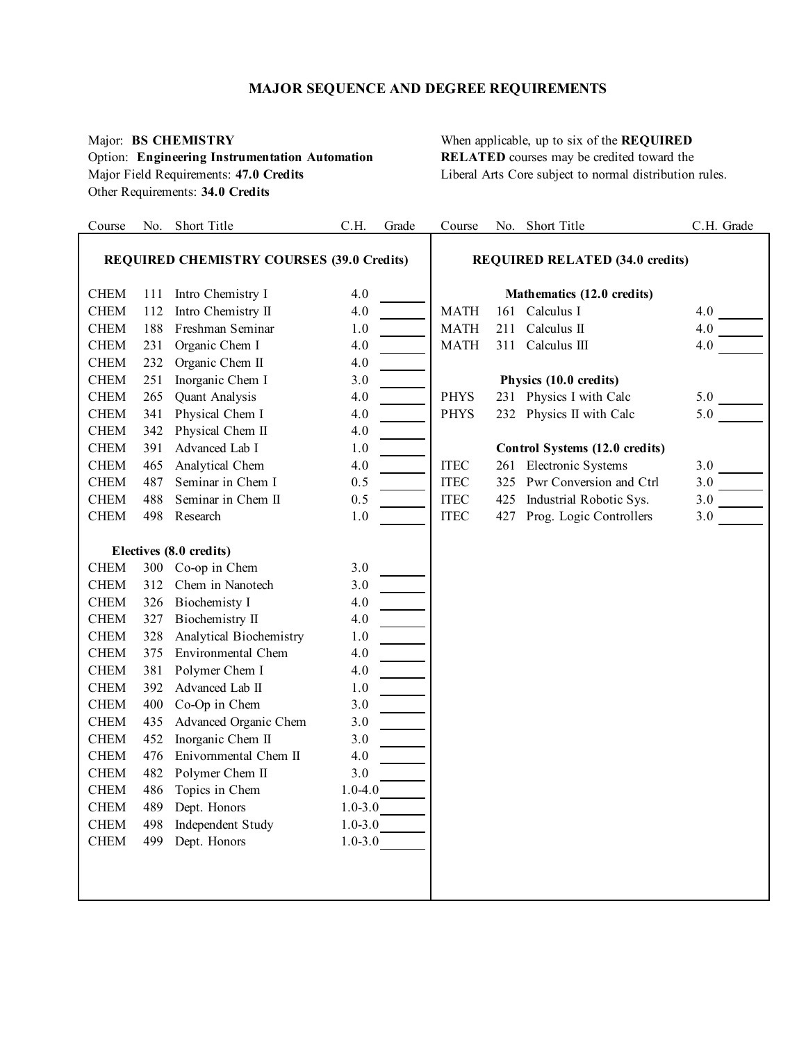# MAJOR SEQUENCE AND DEGREE REQUIREMENTS

Major: **BS CHEMISTRY**
Option: **Engineering Instrumentation Automation**
Major Field Requirements: **47.0 Credits**
Other Requirements: **34.0 Credits**

When applicable, up to six of the **REQUIRED RELATED** courses may be credited toward the Liberal Arts Core subject to normal distribution rules.

## REQUIRED CHEMISTRY COURSES (39.0 Credits)

| Course | No. | Short Title | C.H. | Grade |
|---|---|---|---|---|
| CHEM | 111 | Intro Chemistry I | 4.0 | |
| CHEM | 112 | Intro Chemistry II | 4.0 | |
| CHEM | 188 | Freshman Seminar | 1.0 | |
| CHEM | 231 | Organic Chem I | 4.0 | |
| CHEM | 232 | Organic Chem II | 4.0 | |
| CHEM | 251 | Inorganic Chem I | 3.0 | |
| CHEM | 265 | Quant Analysis | 4.0 | |
| CHEM | 341 | Physical Chem I | 4.0 | |
| CHEM | 342 | Physical Chem II | 4.0 | |
| CHEM | 391 | Advanced Lab I | 1.0 | |
| CHEM | 465 | Analytical Chem | 4.0 | |
| CHEM | 487 | Seminar in Chem I | 0.5 | |
| CHEM | 488 | Seminar in Chem II | 0.5 | |
| CHEM | 498 | Research | 1.0 | |

### Electives (8.0 credits)

| Course | No. | Short Title | C.H. | Grade |
|---|---|---|---|---|
| CHEM | 300 | Co-op in Chem | 3.0 | |
| CHEM | 312 | Chem in Nanotech | 3.0 | |
| CHEM | 326 | Biochemisty I | 4.0 | |
| CHEM | 327 | Biochemistry II | 4.0 | |
| CHEM | 328 | Analytical Biochemistry | 1.0 | |
| CHEM | 375 | Environmental Chem | 4.0 | |
| CHEM | 381 | Polymer Chem I | 4.0 | |
| CHEM | 392 | Advanced Lab II | 1.0 | |
| CHEM | 400 | Co-Op in Chem | 3.0 | |
| CHEM | 435 | Advanced Organic Chem | 3.0 | |
| CHEM | 452 | Inorganic Chem II | 3.0 | |
| CHEM | 476 | Enivornmental Chem II | 4.0 | |
| CHEM | 482 | Polymer Chem II | 3.0 | |
| CHEM | 486 | Topics in Chem | 1.0-4.0 | |
| CHEM | 489 | Dept. Honors | 1.0-3.0 | |
| CHEM | 498 | Independent Study | 1.0-3.0 | |
| CHEM | 499 | Dept. Honors | 1.0-3.0 | |

## REQUIRED RELATED (34.0 credits)

### Mathematics (12.0 credits)

| Course | No. | Short Title | C.H. | Grade |
|---|---|---|---|---|
| MATH | 161 | Calculus I | 4.0 | |
| MATH | 211 | Calculus II | 4.0 | |
| MATH | 311 | Calculus III | 4.0 | |

### Physics (10.0 credits)

| Course | No. | Short Title | C.H. | Grade |
|---|---|---|---|---|
| PHYS | 231 | Physics I with Calc | 5.0 | |
| PHYS | 232 | Physics II with Calc | 5.0 | |

### Control Systems (12.0 credits)

| Course | No. | Short Title | C.H. | Grade |
|---|---|---|---|---|
| ITEC | 261 | Electronic Systems | 3.0 | |
| ITEC | 325 | Pwr Conversion and Ctrl | 3.0 | |
| ITEC | 425 | Industrial Robotic Sys. | 3.0 | |
| ITEC | 427 | Prog. Logic Controllers | 3.0 | |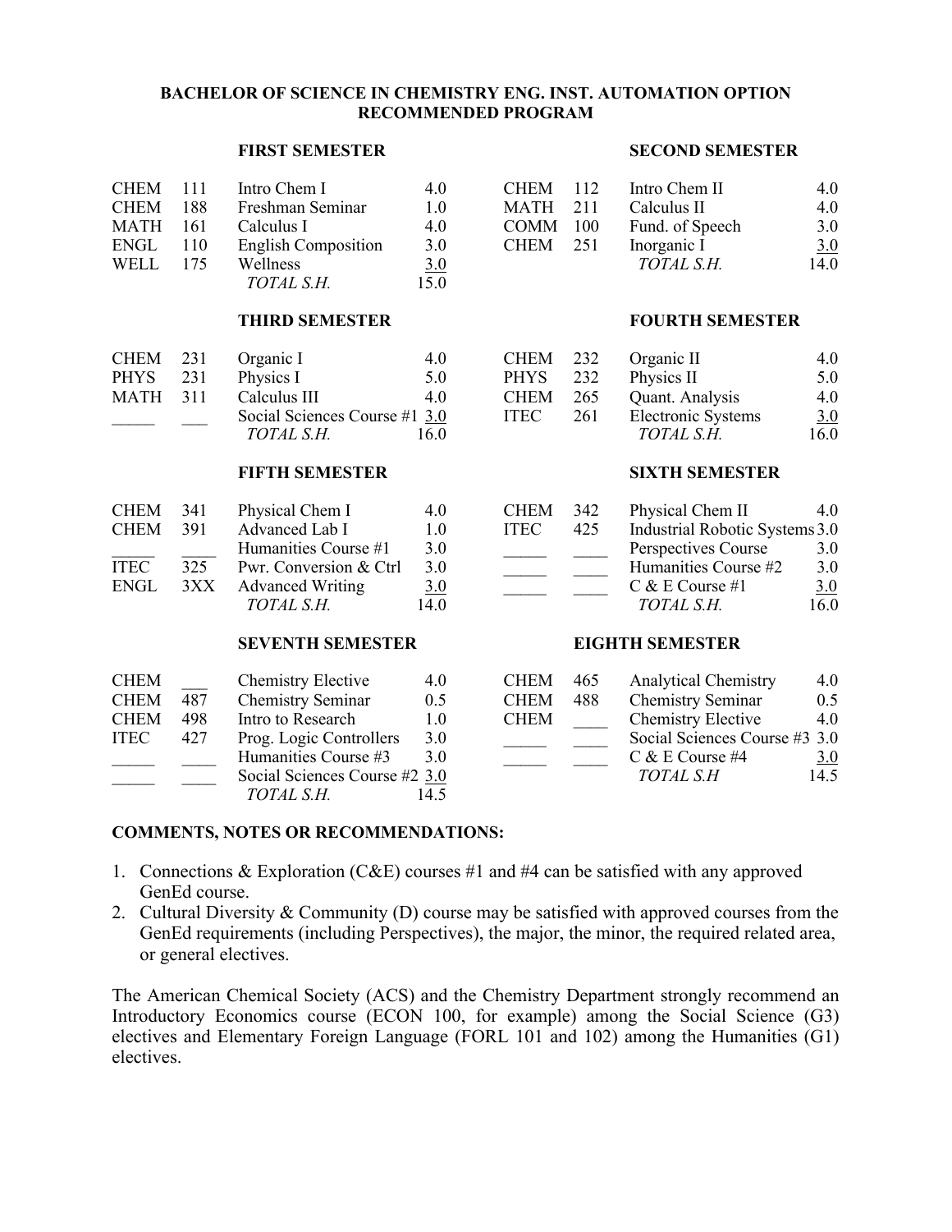**BACHELOR OF SCIENCE IN CHEMISTRY ENG. INST. AUTOMATION OPTION**
**RECOMMENDED PROGRAM**

### FIRST SEMESTER

| | | | |
|---|---|---|---|
| CHEM | 111 | Intro Chem I | 4.0 |
| CHEM | 188 | Freshman Seminar | 1.0 |
| MATH | 161 | Calculus I | 4.0 |
| ENGL | 110 | English Composition | 3.0 |
| WELL | 175 | Wellness | 3.0 |
| | | *TOTAL S.H.* | 15.0 |

### SECOND SEMESTER

| | | | |
|---|---|---|---|
| CHEM | 112 | Intro Chem II | 4.0 |
| MATH | 211 | Calculus II | 4.0 |
| COMM | 100 | Fund. of Speech | 3.0 |
| CHEM | 251 | Inorganic I | 3.0 |
| | | *TOTAL S.H.* | 14.0 |

### THIRD SEMESTER

| | | | |
|---|---|---|---|
| CHEM | 231 | Organic I | 4.0 |
| PHYS | 231 | Physics I | 5.0 |
| MATH | 311 | Calculus III | 4.0 |
| _____ | ___ | Social Sciences Course #1 | 3.0 |
| | | *TOTAL S.H.* | 16.0 |

### FOURTH SEMESTER

| | | | |
|---|---|---|---|
| CHEM | 232 | Organic II | 4.0 |
| PHYS | 232 | Physics II | 5.0 |
| CHEM | 265 | Quant. Analysis | 4.0 |
| ITEC | 261 | Electronic Systems | 3.0 |
| | | *TOTAL S.H.* | 16.0 |

### FIFTH SEMESTER

| | | | |
|---|---|---|---|
| CHEM | 341 | Physical Chem I | 4.0 |
| CHEM | 391 | Advanced Lab I | 1.0 |
| _____ | ____ | Humanities Course #1 | 3.0 |
| ITEC | 325 | Pwr. Conversion & Ctrl | 3.0 |
| ENGL | 3XX | Advanced Writing | 3.0 |
| | | *TOTAL S.H.* | 14.0 |

### SIXTH SEMESTER

| | | | |
|---|---|---|---|
| CHEM | 342 | Physical Chem II | 4.0 |
| ITEC | 425 | Industrial Robotic Systems | 3.0 |
| _____ | ____ | Perspectives Course | 3.0 |
| _____ | ____ | Humanities Course #2 | 3.0 |
| _____ | ____ | C & E Course #1 | 3.0 |
| | | *TOTAL S.H.* | 16.0 |

### SEVENTH SEMESTER

| | | | |
|---|---|---|---|
| CHEM | ___ | Chemistry Elective | 4.0 |
| CHEM | 487 | Chemistry Seminar | 0.5 |
| CHEM | 498 | Intro to Research | 1.0 |
| ITEC | 427 | Prog. Logic Controllers | 3.0 |
| _____ | ____ | Humanities Course #3 | 3.0 |
| _____ | ____ | Social Sciences Course #2 | 3.0 |
| | | *TOTAL S.H.* | 14.5 |

### EIGHTH SEMESTER

| | | | |
|---|---|---|---|
| CHEM | 465 | Analytical Chemistry | 4.0 |
| CHEM | 488 | Chemistry Seminar | 0.5 |
| CHEM | ____ | Chemistry Elective | 4.0 |
| _____ | ____ | Social Sciences Course #3 | 3.0 |
| _____ | ____ | C & E Course #4 | 3.0 |
| | | *TOTAL S.H* | 14.5 |

**COMMENTS, NOTES OR RECOMMENDATIONS:**

1. Connections & Exploration (C&E) courses #1 and #4 can be satisfied with any approved GenEd course.
2. Cultural Diversity & Community (D) course may be satisfied with approved courses from the GenEd requirements (including Perspectives), the major, the minor, the required related area, or general electives.

The American Chemical Society (ACS) and the Chemistry Department strongly recommend an Introductory Economics course (ECON 100, for example) among the Social Science (G3) electives and Elementary Foreign Language (FORL 101 and 102) among the Humanities (G1) electives.